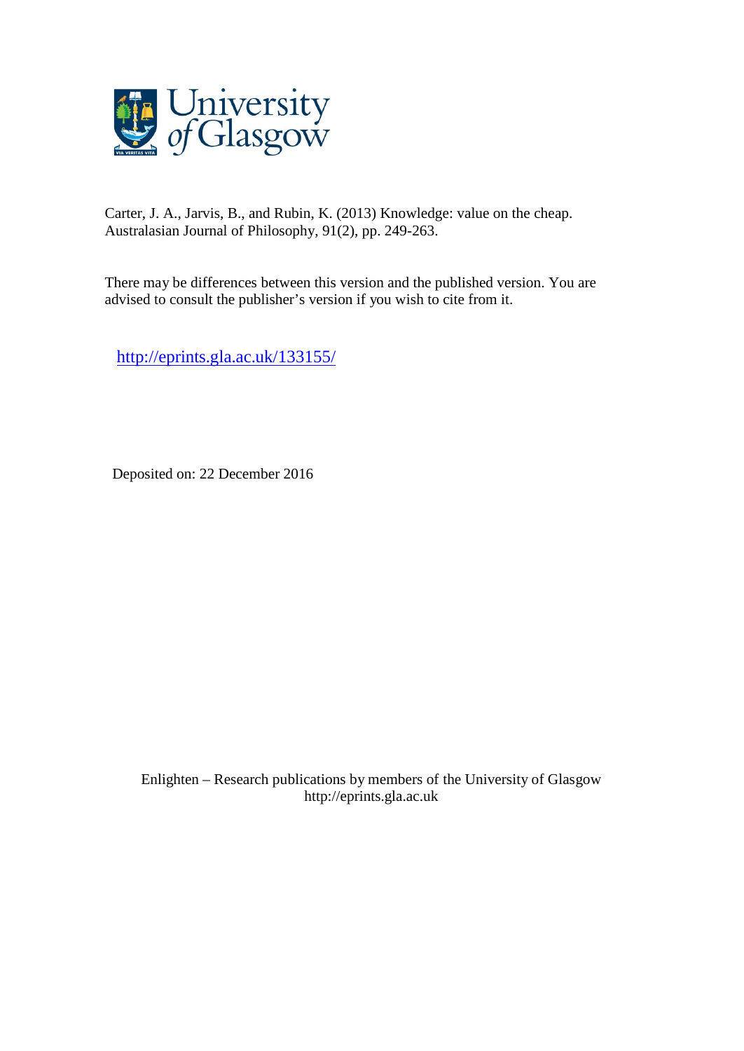Carter, J. A., Jarvis, B., and Rubin, K. (2013) Knowledge: value on the cheap. Australasian Journal of Philosophy, 91(2), pp. 249-263.

There may be differences between this version and the published version. You are advised to consult the publisher's version if you wish to cite from it.

http://eprints.gla.ac.uk/133155/

Deposited on: 22 December 2016

Enlighten – Research publications by members of the University of Glasgow
http://eprints.gla.ac.uk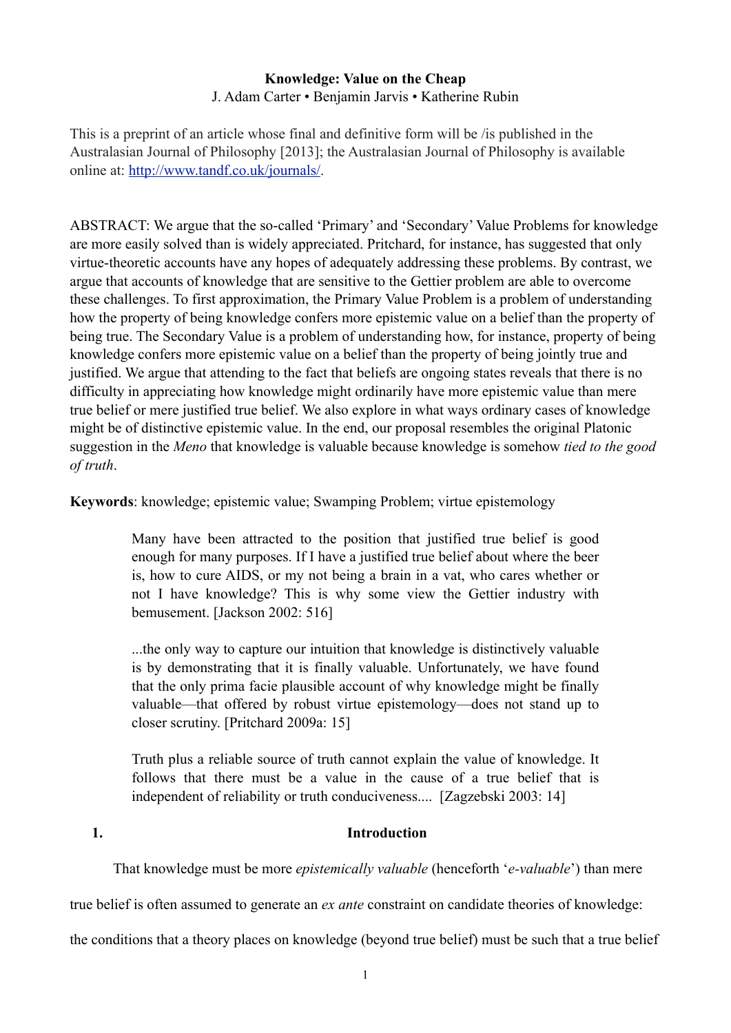**Knowledge: Value on the Cheap**

J. Adam Carter • Benjamin Jarvis • Katherine Rubin

This is a preprint of an article whose final and definitive form will be /is published in the Australasian Journal of Philosophy [2013]; the Australasian Journal of Philosophy is available online at: http://www.tandf.co.uk/journals/.

ABSTRACT: We argue that the so-called 'Primary' and 'Secondary' Value Problems for knowledge are more easily solved than is widely appreciated. Pritchard, for instance, has suggested that only virtue-theoretic accounts have any hopes of adequately addressing these problems. By contrast, we argue that accounts of knowledge that are sensitive to the Gettier problem are able to overcome these challenges. To first approximation, the Primary Value Problem is a problem of understanding how the property of being knowledge confers more epistemic value on a belief than the property of being true. The Secondary Value is a problem of understanding how, for instance, property of being knowledge confers more epistemic value on a belief than the property of being jointly true and justified. We argue that attending to the fact that beliefs are ongoing states reveals that there is no difficulty in appreciating how knowledge might ordinarily have more epistemic value than mere true belief or mere justified true belief. We also explore in what ways ordinary cases of knowledge might be of distinctive epistemic value. In the end, our proposal resembles the original Platonic suggestion in the *Meno* that knowledge is valuable because knowledge is somehow *tied to the good of truth*.

**Keywords**: knowledge; epistemic value; Swamping Problem; virtue epistemology

> Many have been attracted to the position that justified true belief is good enough for many purposes. If I have a justified true belief about where the beer is, how to cure AIDS, or my not being a brain in a vat, who cares whether or not I have knowledge? This is why some view the Gettier industry with bemusement. [Jackson 2002: 516]

> ...the only way to capture our intuition that knowledge is distinctively valuable is by demonstrating that it is finally valuable. Unfortunately, we have found that the only prima facie plausible account of why knowledge might be finally valuable—that offered by robust virtue epistemology—does not stand up to closer scrutiny. [Pritchard 2009a: 15]

> Truth plus a reliable source of truth cannot explain the value of knowledge. It follows that there must be a value in the cause of a true belief that is independent of reliability or truth conduciveness.... [Zagzebski 2003: 14]

## 1. Introduction

That knowledge must be more *epistemically valuable* (henceforth '*e-valuable*') than mere true belief is often assumed to generate an *ex ante* constraint on candidate theories of knowledge: the conditions that a theory places on knowledge (beyond true belief) must be such that a true belief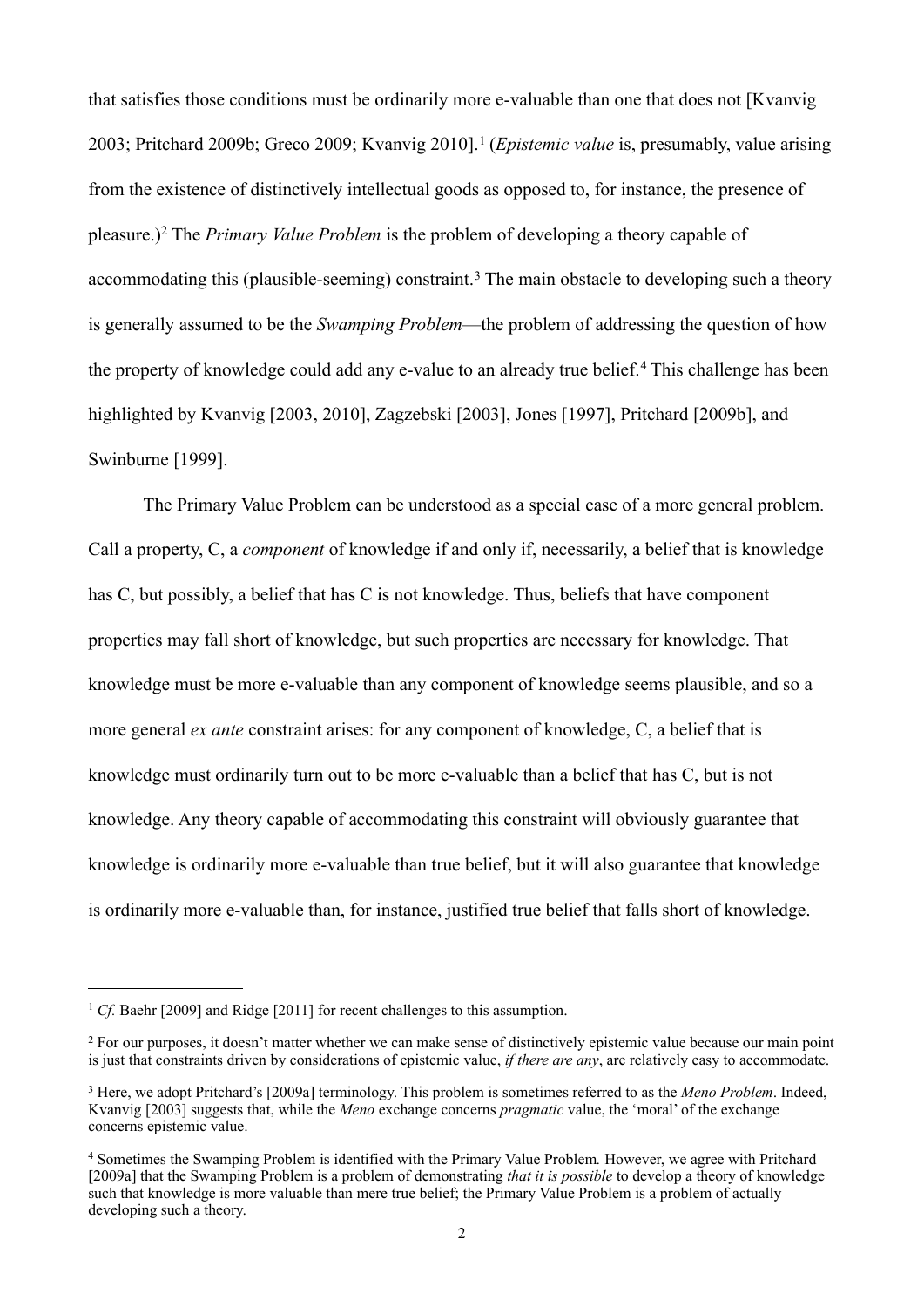that satisfies those conditions must be ordinarily more e-valuable than one that does not [Kvanvig 2003; Pritchard 2009b; Greco 2009; Kvanvig 2010].[1] (*Epistemic value* is, presumably, value arising from the existence of distinctively intellectual goods as opposed to, for instance, the presence of pleasure.)[2] The *Primary Value Problem* is the problem of developing a theory capable of accommodating this (plausible-seeming) constraint.[3] The main obstacle to developing such a theory is generally assumed to be the *Swamping Problem*—the problem of addressing the question of how the property of knowledge could add any e-value to an already true belief.[4] This challenge has been highlighted by Kvanvig [2003, 2010], Zagzebski [2003], Jones [1997], Pritchard [2009b], and Swinburne [1999].

The Primary Value Problem can be understood as a special case of a more general problem. Call a property, C, a *component* of knowledge if and only if, necessarily, a belief that is knowledge has C, but possibly, a belief that has C is not knowledge. Thus, beliefs that have component properties may fall short of knowledge, but such properties are necessary for knowledge. That knowledge must be more e-valuable than any component of knowledge seems plausible, and so a more general *ex ante* constraint arises: for any component of knowledge, C, a belief that is knowledge must ordinarily turn out to be more e-valuable than a belief that has C, but is not knowledge. Any theory capable of accommodating this constraint will obviously guarantee that knowledge is ordinarily more e-valuable than true belief, but it will also guarantee that knowledge is ordinarily more e-valuable than, for instance, justified true belief that falls short of knowledge.

---

[1] *Cf.* Baehr [2009] and Ridge [2011] for recent challenges to this assumption.

[2] For our purposes, it doesn't matter whether we can make sense of distinctively epistemic value because our main point is just that constraints driven by considerations of epistemic value, *if there are any*, are relatively easy to accommodate.

[3] Here, we adopt Pritchard's [2009a] terminology. This problem is sometimes referred to as the *Meno Problem*. Indeed, Kvanvig [2003] suggests that, while the *Meno* exchange concerns *pragmatic* value, the 'moral' of the exchange concerns epistemic value.

[4] Sometimes the Swamping Problem is identified with the Primary Value Problem. However, we agree with Pritchard [2009a] that the Swamping Problem is a problem of demonstrating *that it is possible* to develop a theory of knowledge such that knowledge is more valuable than mere true belief; the Primary Value Problem is a problem of actually developing such a theory.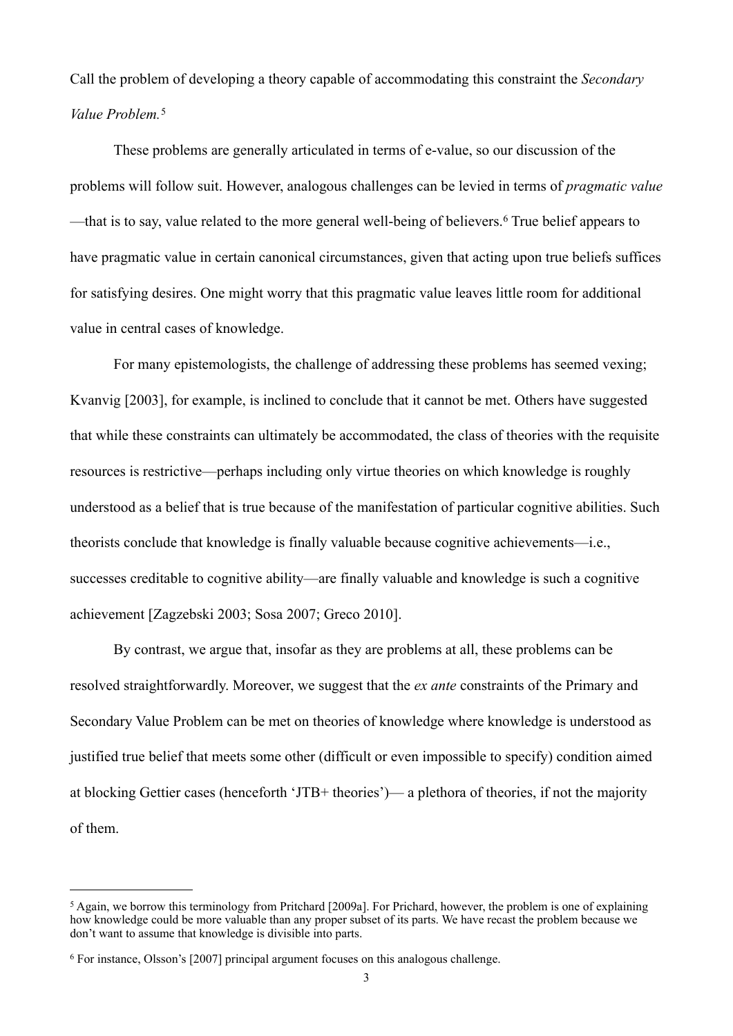Call the problem of developing a theory capable of accommodating this constraint the *Secondary Value Problem.*[5]

These problems are generally articulated in terms of e-value, so our discussion of the problems will follow suit. However, analogous challenges can be levied in terms of *pragmatic value*—that is to say, value related to the more general well-being of believers.[6] True belief appears to have pragmatic value in certain canonical circumstances, given that acting upon true beliefs suffices for satisfying desires. One might worry that this pragmatic value leaves little room for additional value in central cases of knowledge.

For many epistemologists, the challenge of addressing these problems has seemed vexing; Kvanvig [2003], for example, is inclined to conclude that it cannot be met. Others have suggested that while these constraints can ultimately be accommodated, the class of theories with the requisite resources is restrictive—perhaps including only virtue theories on which knowledge is roughly understood as a belief that is true because of the manifestation of particular cognitive abilities. Such theorists conclude that knowledge is finally valuable because cognitive achievements—i.e., successes creditable to cognitive ability—are finally valuable and knowledge is such a cognitive achievement [Zagzebski 2003; Sosa 2007; Greco 2010].

By contrast, we argue that, insofar as they are problems at all, these problems can be resolved straightforwardly. Moreover, we suggest that the *ex ante* constraints of the Primary and Secondary Value Problem can be met on theories of knowledge where knowledge is understood as justified true belief that meets some other (difficult or even impossible to specify) condition aimed at blocking Gettier cases (henceforth 'JTB+ theories')— a plethora of theories, if not the majority of them.

---

[5] Again, we borrow this terminology from Pritchard [2009a]. For Prichard, however, the problem is one of explaining how knowledge could be more valuable than any proper subset of its parts. We have recast the problem because we don't want to assume that knowledge is divisible into parts.

[6] For instance, Olsson's [2007] principal argument focuses on this analogous challenge.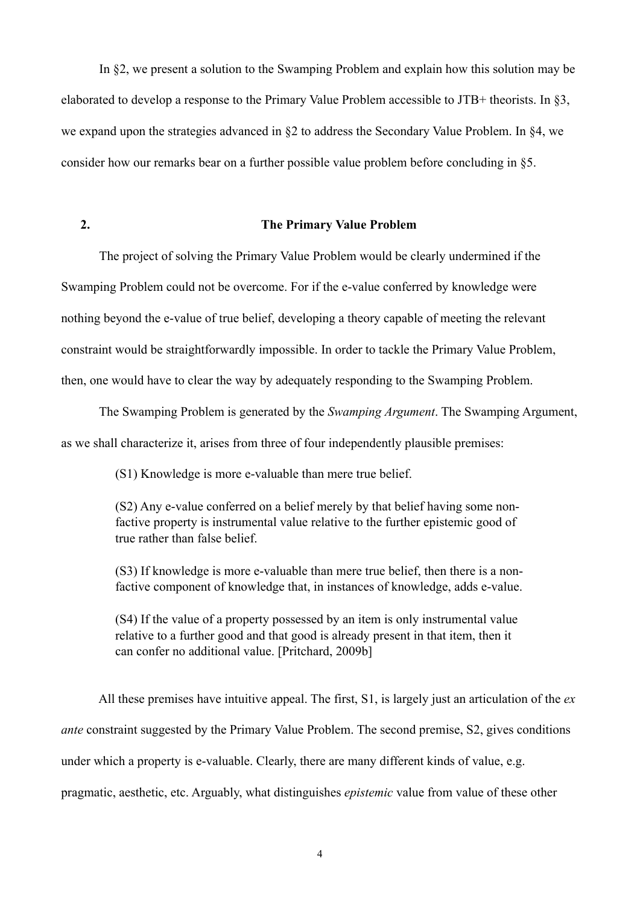In §2, we present a solution to the Swamping Problem and explain how this solution may be elaborated to develop a response to the Primary Value Problem accessible to JTB+ theorists. In §3, we expand upon the strategies advanced in §2 to address the Secondary Value Problem. In §4, we consider how our remarks bear on a further possible value problem before concluding in §5.

## 2. The Primary Value Problem

The project of solving the Primary Value Problem would be clearly undermined if the Swamping Problem could not be overcome. For if the e-value conferred by knowledge were nothing beyond the e-value of true belief, developing a theory capable of meeting the relevant constraint would be straightforwardly impossible. In order to tackle the Primary Value Problem, then, one would have to clear the way by adequately responding to the Swamping Problem.

The Swamping Problem is generated by the *Swamping Argument*. The Swamping Argument, as we shall characterize it, arises from three of four independently plausible premises:

> (S1) Knowledge is more e-valuable than mere true belief.
>
> (S2) Any e-value conferred on a belief merely by that belief having some non-factive property is instrumental value relative to the further epistemic good of true rather than false belief.
>
> (S3) If knowledge is more e-valuable than mere true belief, then there is a non-factive component of knowledge that, in instances of knowledge, adds e-value.
>
> (S4) If the value of a property possessed by an item is only instrumental value relative to a further good and that good is already present in that item, then it can confer no additional value. [Pritchard, 2009b]

All these premises have intuitive appeal. The first, S1, is largely just an articulation of the *ex ante* constraint suggested by the Primary Value Problem. The second premise, S2, gives conditions under which a property is e-valuable. Clearly, there are many different kinds of value, e.g. pragmatic, aesthetic, etc. Arguably, what distinguishes *epistemic* value from value of these other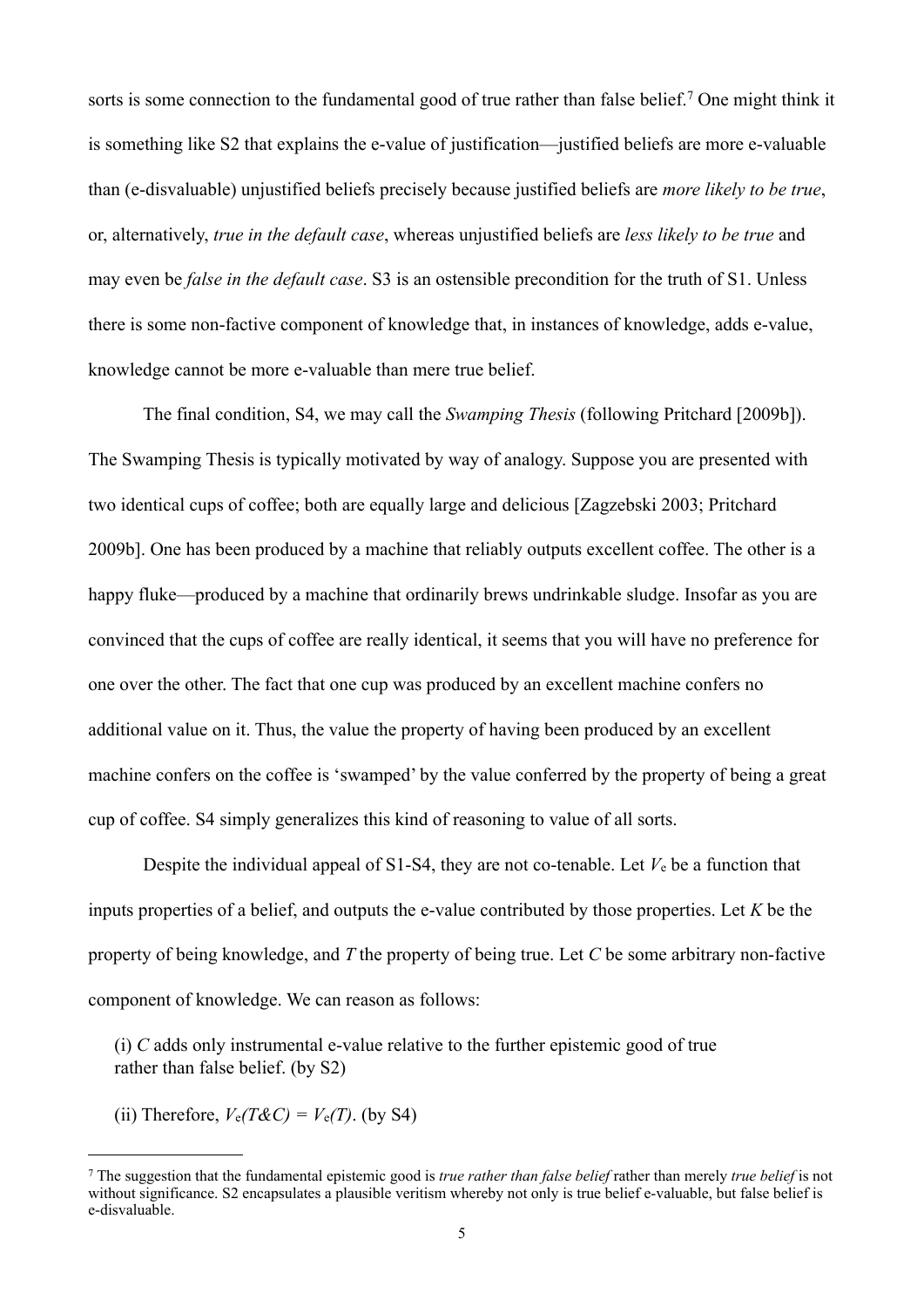sorts is some connection to the fundamental good of true rather than false belief.[7] One might think it is something like S2 that explains the e-value of justification—justified beliefs are more e-valuable than (e-disvaluable) unjustified beliefs precisely because justified beliefs are *more likely to be true*, or, alternatively, *true in the default case*, whereas unjustified beliefs are *less likely to be true* and may even be *false in the default case*. S3 is an ostensible precondition for the truth of S1. Unless there is some non-factive component of knowledge that, in instances of knowledge, adds e-value, knowledge cannot be more e-valuable than mere true belief.

The final condition, S4, we may call the *Swamping Thesis* (following Pritchard [2009b]). The Swamping Thesis is typically motivated by way of analogy. Suppose you are presented with two identical cups of coffee; both are equally large and delicious [Zagzebski 2003; Pritchard 2009b]. One has been produced by a machine that reliably outputs excellent coffee. The other is a happy fluke—produced by a machine that ordinarily brews undrinkable sludge. Insofar as you are convinced that the cups of coffee are really identical, it seems that you will have no preference for one over the other. The fact that one cup was produced by an excellent machine confers no additional value on it. Thus, the value the property of having been produced by an excellent machine confers on the coffee is 'swamped' by the value conferred by the property of being a great cup of coffee. S4 simply generalizes this kind of reasoning to value of all sorts.

Despite the individual appeal of S1-S4, they are not co-tenable. Let $V_e$ be a function that inputs properties of a belief, and outputs the e-value contributed by those properties. Let $K$ be the property of being knowledge, and $T$ the property of being true. Let $C$ be some arbitrary non-factive component of knowledge. We can reason as follows:

(i) $C$ adds only instrumental e-value relative to the further epistemic good of true rather than false belief. (by S2)

(ii) Therefore, $V_e(T\&C) = V_e(T)$. (by S4)

---

[7] The suggestion that the fundamental epistemic good is *true rather than false belief* rather than merely *true belief* is not without significance. S2 encapsulates a plausible veritism whereby not only is true belief e-valuable, but false belief is e-disvaluable.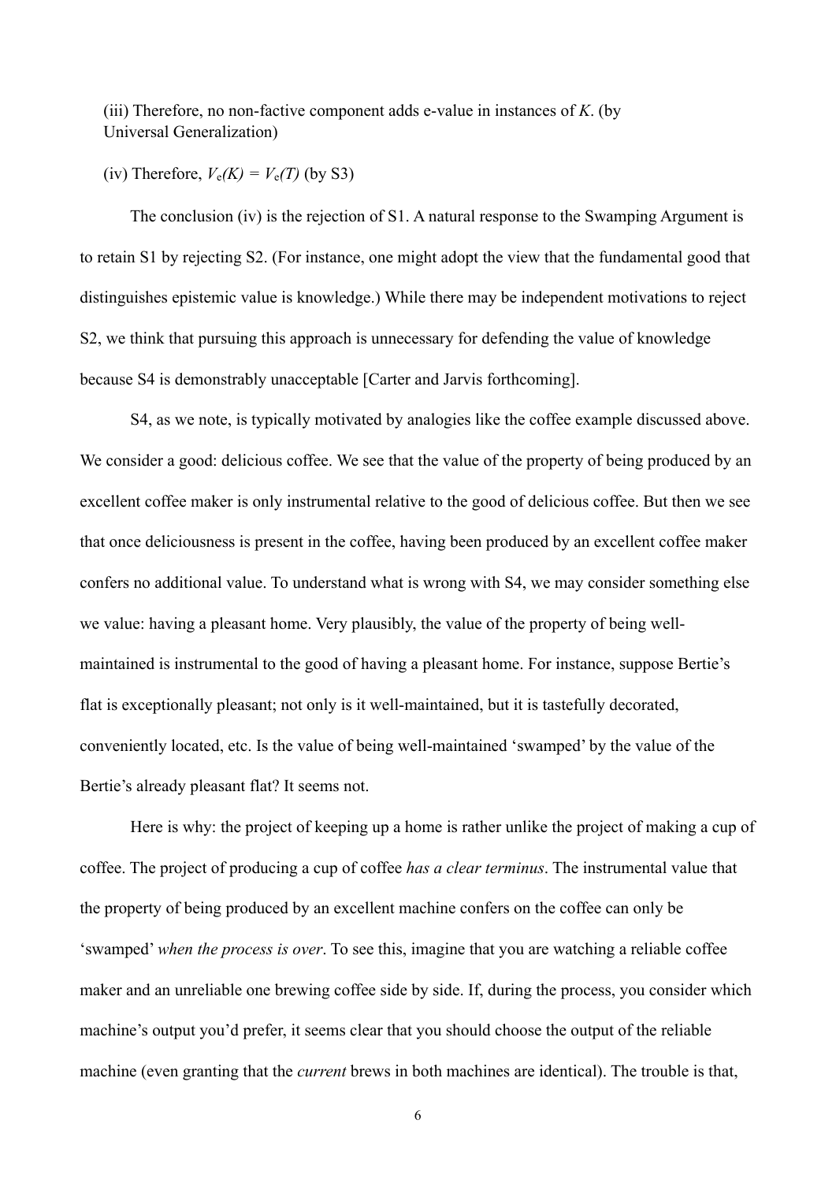(iii) Therefore, no non-factive component adds e-value in instances of *K*. (by Universal Generalization)

(iv) Therefore, $V_e(K) = V_e(T)$ (by S3)

The conclusion (iv) is the rejection of S1. A natural response to the Swamping Argument is to retain S1 by rejecting S2. (For instance, one might adopt the view that the fundamental good that distinguishes epistemic value is knowledge.) While there may be independent motivations to reject S2, we think that pursuing this approach is unnecessary for defending the value of knowledge because S4 is demonstrably unacceptable [Carter and Jarvis forthcoming].

S4, as we note, is typically motivated by analogies like the coffee example discussed above. We consider a good: delicious coffee. We see that the value of the property of being produced by an excellent coffee maker is only instrumental relative to the good of delicious coffee. But then we see that once deliciousness is present in the coffee, having been produced by an excellent coffee maker confers no additional value. To understand what is wrong with S4, we may consider something else we value: having a pleasant home. Very plausibly, the value of the property of being well-maintained is instrumental to the good of having a pleasant home. For instance, suppose Bertie's flat is exceptionally pleasant; not only is it well-maintained, but it is tastefully decorated, conveniently located, etc. Is the value of being well-maintained 'swamped' by the value of the Bertie's already pleasant flat? It seems not.

Here is why: the project of keeping up a home is rather unlike the project of making a cup of coffee. The project of producing a cup of coffee *has a clear terminus*. The instrumental value that the property of being produced by an excellent machine confers on the coffee can only be 'swamped' *when the process is over*. To see this, imagine that you are watching a reliable coffee maker and an unreliable one brewing coffee side by side. If, during the process, you consider which machine's output you'd prefer, it seems clear that you should choose the output of the reliable machine (even granting that the *current* brews in both machines are identical). The trouble is that,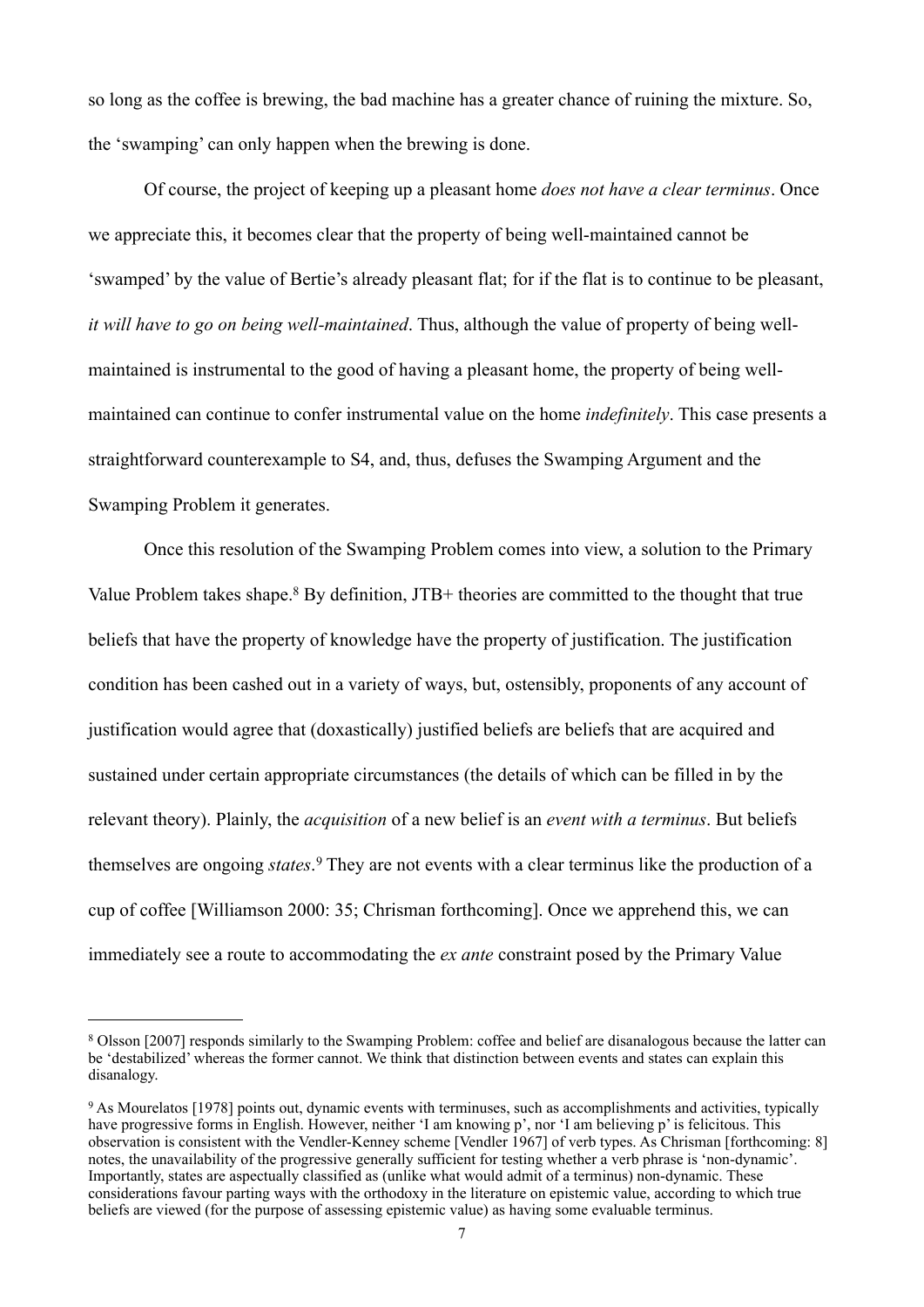so long as the coffee is brewing, the bad machine has a greater chance of ruining the mixture. So, the 'swamping' can only happen when the brewing is done.

Of course, the project of keeping up a pleasant home *does not have a clear terminus*. Once we appreciate this, it becomes clear that the property of being well-maintained cannot be 'swamped' by the value of Bertie's already pleasant flat; for if the flat is to continue to be pleasant, *it will have to go on being well-maintained*. Thus, although the value of property of being well-maintained is instrumental to the good of having a pleasant home, the property of being well-maintained can continue to confer instrumental value on the home *indefinitely*. This case presents a straightforward counterexample to S4, and, thus, defuses the Swamping Argument and the Swamping Problem it generates.

Once this resolution of the Swamping Problem comes into view, a solution to the Primary Value Problem takes shape.[8] By definition, JTB+ theories are committed to the thought that true beliefs that have the property of knowledge have the property of justification. The justification condition has been cashed out in a variety of ways, but, ostensibly, proponents of any account of justification would agree that (doxastically) justified beliefs are beliefs that are acquired and sustained under certain appropriate circumstances (the details of which can be filled in by the relevant theory). Plainly, the *acquisition* of a new belief is an *event with a terminus*. But beliefs themselves are ongoing *states*.[9] They are not events with a clear terminus like the production of a cup of coffee [Williamson 2000: 35; Chrisman forthcoming]. Once we apprehend this, we can immediately see a route to accommodating the *ex ante* constraint posed by the Primary Value

---

[8] Olsson [2007] responds similarly to the Swamping Problem: coffee and belief are disanalogous because the latter can be 'destabilized' whereas the former cannot. We think that distinction between events and states can explain this disanalogy.

[9] As Mourelatos [1978] points out, dynamic events with terminuses, such as accomplishments and activities, typically have progressive forms in English. However, neither 'I am knowing p', nor 'I am believing p' is felicitous. This observation is consistent with the Vendler-Kenney scheme [Vendler 1967] of verb types. As Chrisman [forthcoming: 8] notes, the unavailability of the progressive generally sufficient for testing whether a verb phrase is 'non-dynamic'. Importantly, states are aspectually classified as (unlike what would admit of a terminus) non-dynamic. These considerations favour parting ways with the orthodoxy in the literature on epistemic value, according to which true beliefs are viewed (for the purpose of assessing epistemic value) as having some evaluable terminus.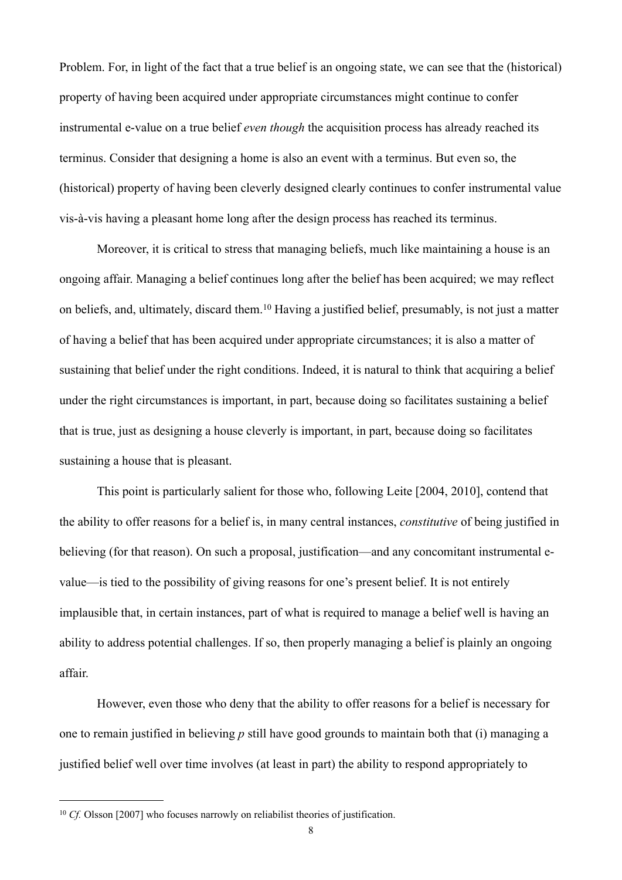Problem. For, in light of the fact that a true belief is an ongoing state, we can see that the (historical) property of having been acquired under appropriate circumstances might continue to confer instrumental e-value on a true belief *even though* the acquisition process has already reached its terminus. Consider that designing a home is also an event with a terminus. But even so, the (historical) property of having been cleverly designed clearly continues to confer instrumental value vis-à-vis having a pleasant home long after the design process has reached its terminus.

Moreover, it is critical to stress that managing beliefs, much like maintaining a house is an ongoing affair. Managing a belief continues long after the belief has been acquired; we may reflect on beliefs, and, ultimately, discard them.[10] Having a justified belief, presumably, is not just a matter of having a belief that has been acquired under appropriate circumstances; it is also a matter of sustaining that belief under the right conditions. Indeed, it is natural to think that acquiring a belief under the right circumstances is important, in part, because doing so facilitates sustaining a belief that is true, just as designing a house cleverly is important, in part, because doing so facilitates sustaining a house that is pleasant.

This point is particularly salient for those who, following Leite [2004, 2010], contend that the ability to offer reasons for a belief is, in many central instances, *constitutive* of being justified in believing (for that reason). On such a proposal, justification—and any concomitant instrumental e-value—is tied to the possibility of giving reasons for one's present belief. It is not entirely implausible that, in certain instances, part of what is required to manage a belief well is having an ability to address potential challenges. If so, then properly managing a belief is plainly an ongoing affair.

However, even those who deny that the ability to offer reasons for a belief is necessary for one to remain justified in believing *p* still have good grounds to maintain both that (i) managing a justified belief well over time involves (at least in part) the ability to respond appropriately to

[10] *Cf.* Olsson [2007] who focuses narrowly on reliabilist theories of justification.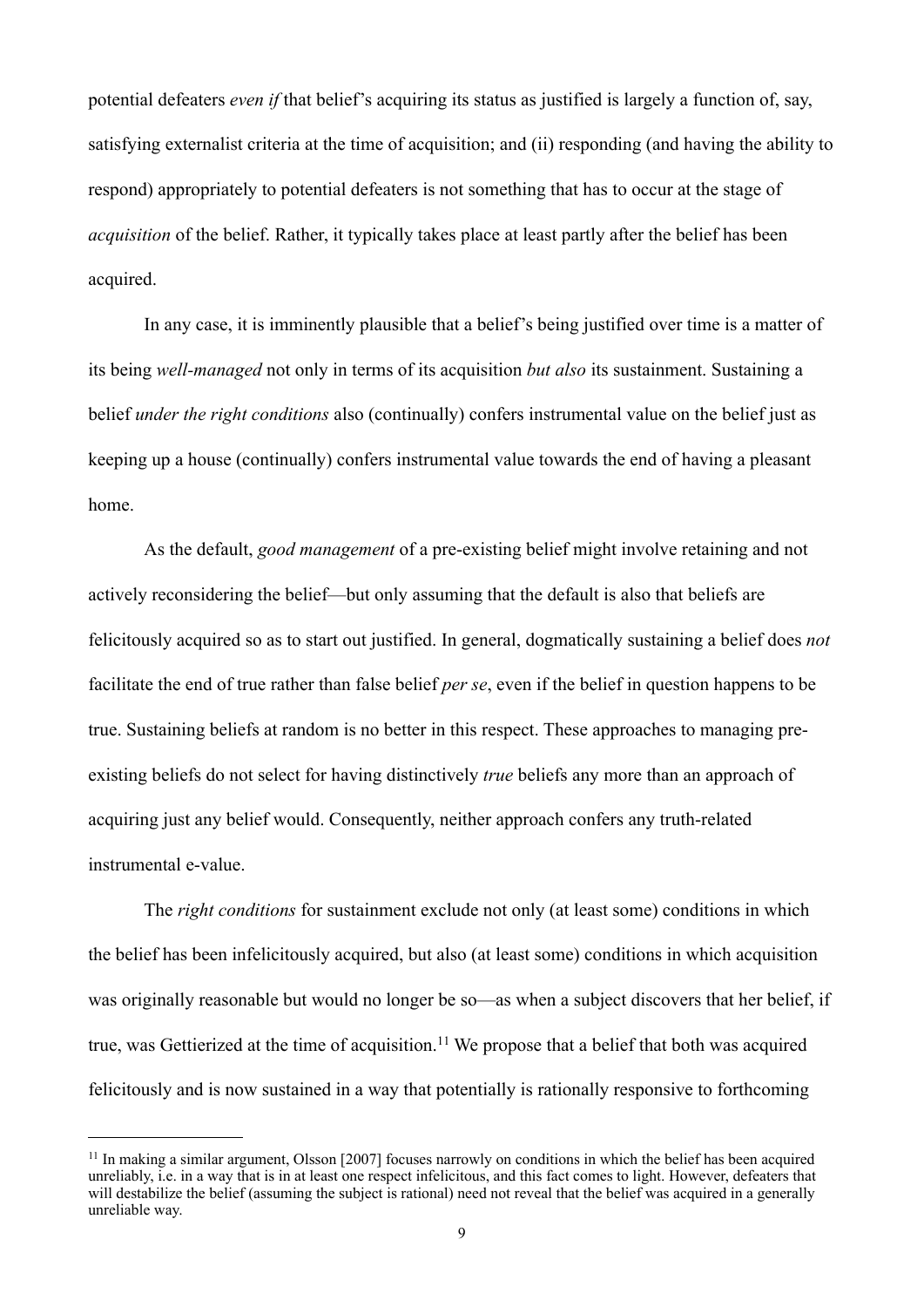potential defeaters *even if* that belief's acquiring its status as justified is largely a function of, say, satisfying externalist criteria at the time of acquisition; and (ii) responding (and having the ability to respond) appropriately to potential defeaters is not something that has to occur at the stage of *acquisition* of the belief. Rather, it typically takes place at least partly after the belief has been acquired.

In any case, it is imminently plausible that a belief's being justified over time is a matter of its being *well-managed* not only in terms of its acquisition *but also* its sustainment. Sustaining a belief *under the right conditions* also (continually) confers instrumental value on the belief just as keeping up a house (continually) confers instrumental value towards the end of having a pleasant home.

As the default, *good management* of a pre-existing belief might involve retaining and not actively reconsidering the belief—but only assuming that the default is also that beliefs are felicitously acquired so as to start out justified. In general, dogmatically sustaining a belief does *not* facilitate the end of true rather than false belief *per se*, even if the belief in question happens to be true. Sustaining beliefs at random is no better in this respect. These approaches to managing pre-existing beliefs do not select for having distinctively *true* beliefs any more than an approach of acquiring just any belief would. Consequently, neither approach confers any truth-related instrumental e-value.

The *right conditions* for sustainment exclude not only (at least some) conditions in which the belief has been infelicitously acquired, but also (at least some) conditions in which acquisition was originally reasonable but would no longer be so—as when a subject discovers that her belief, if true, was Gettierized at the time of acquisition.[11] We propose that a belief that both was acquired felicitously and is now sustained in a way that potentially is rationally responsive to forthcoming

[11] In making a similar argument, Olsson [2007] focuses narrowly on conditions in which the belief has been acquired unreliably, i.e. in a way that is in at least one respect infelicitous, and this fact comes to light. However, defeaters that will destabilize the belief (assuming the subject is rational) need not reveal that the belief was acquired in a generally unreliable way.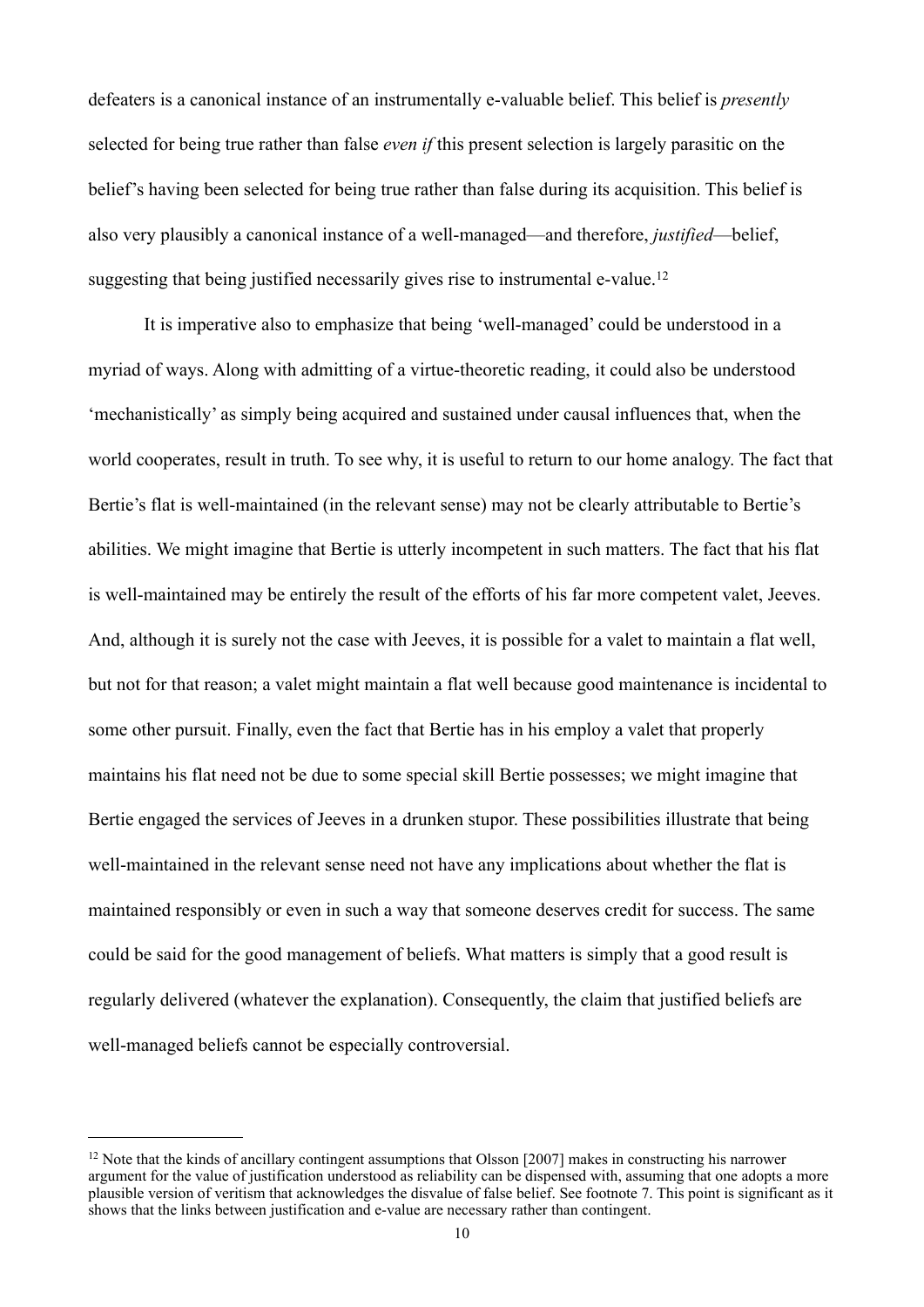defeaters is a canonical instance of an instrumentally e-valuable belief. This belief is *presently* selected for being true rather than false *even if* this present selection is largely parasitic on the belief's having been selected for being true rather than false during its acquisition. This belief is also very plausibly a canonical instance of a well-managed—and therefore, *justified*—belief, suggesting that being justified necessarily gives rise to instrumental e-value.[12]

It is imperative also to emphasize that being 'well-managed' could be understood in a myriad of ways. Along with admitting of a virtue-theoretic reading, it could also be understood 'mechanistically' as simply being acquired and sustained under causal influences that, when the world cooperates, result in truth. To see why, it is useful to return to our home analogy. The fact that Bertie's flat is well-maintained (in the relevant sense) may not be clearly attributable to Bertie's abilities. We might imagine that Bertie is utterly incompetent in such matters. The fact that his flat is well-maintained may be entirely the result of the efforts of his far more competent valet, Jeeves. And, although it is surely not the case with Jeeves, it is possible for a valet to maintain a flat well, but not for that reason; a valet might maintain a flat well because good maintenance is incidental to some other pursuit. Finally, even the fact that Bertie has in his employ a valet that properly maintains his flat need not be due to some special skill Bertie possesses; we might imagine that Bertie engaged the services of Jeeves in a drunken stupor. These possibilities illustrate that being well-maintained in the relevant sense need not have any implications about whether the flat is maintained responsibly or even in such a way that someone deserves credit for success. The same could be said for the good management of beliefs. What matters is simply that a good result is regularly delivered (whatever the explanation). Consequently, the claim that justified beliefs are well-managed beliefs cannot be especially controversial.

---

[12] Note that the kinds of ancillary contingent assumptions that Olsson [2007] makes in constructing his narrower argument for the value of justification understood as reliability can be dispensed with, assuming that one adopts a more plausible version of veritism that acknowledges the disvalue of false belief. See footnote 7. This point is significant as it shows that the links between justification and e-value are necessary rather than contingent.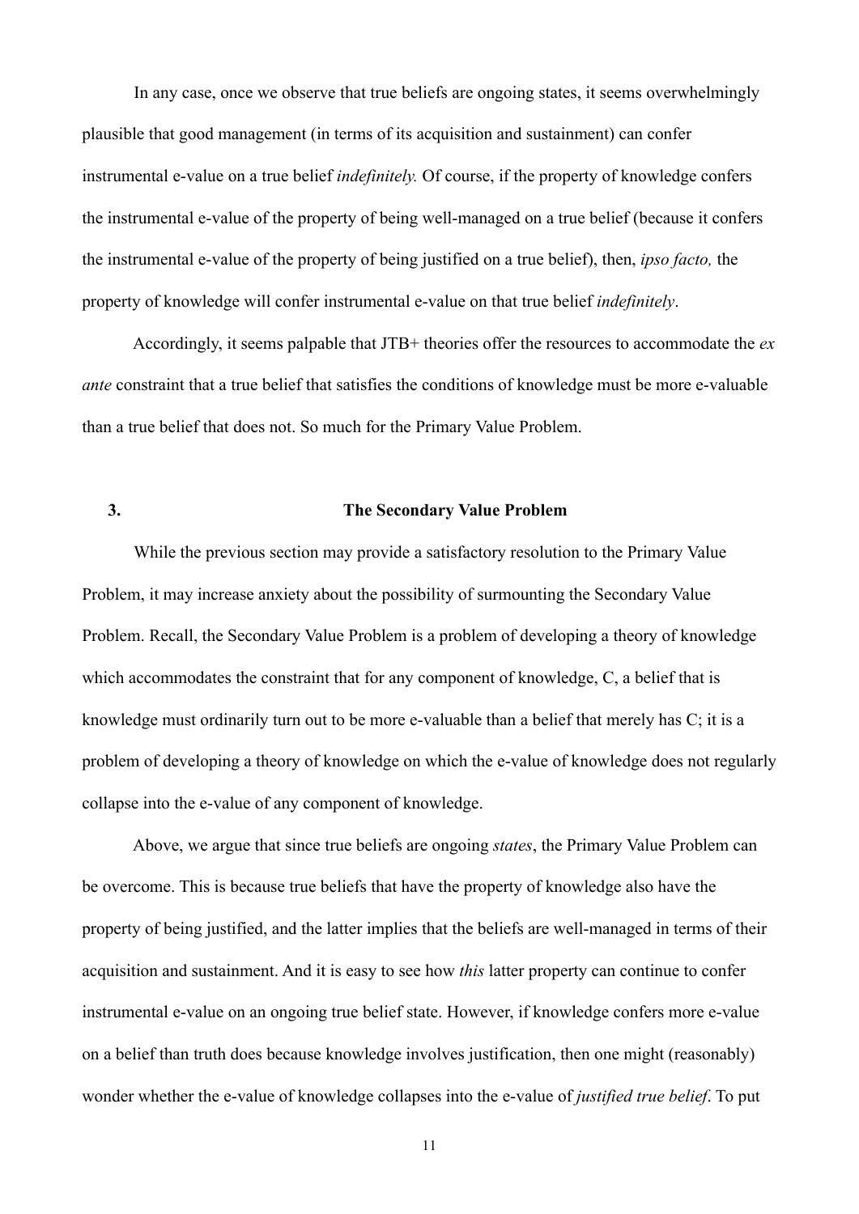In any case, once we observe that true beliefs are ongoing states, it seems overwhelmingly plausible that good management (in terms of its acquisition and sustainment) can confer instrumental e-value on a true belief *indefinitely.* Of course, if the property of knowledge confers the instrumental e-value of the property of being well-managed on a true belief (because it confers the instrumental e-value of the property of being justified on a true belief), then, *ipso facto,* the property of knowledge will confer instrumental e-value on that true belief *indefinitely*.

Accordingly, it seems palpable that JTB+ theories offer the resources to accommodate the *ex ante* constraint that a true belief that satisfies the conditions of knowledge must be more e-valuable than a true belief that does not. So much for the Primary Value Problem.

## 3. The Secondary Value Problem

While the previous section may provide a satisfactory resolution to the Primary Value Problem, it may increase anxiety about the possibility of surmounting the Secondary Value Problem. Recall, the Secondary Value Problem is a problem of developing a theory of knowledge which accommodates the constraint that for any component of knowledge, C, a belief that is knowledge must ordinarily turn out to be more e-valuable than a belief that merely has C; it is a problem of developing a theory of knowledge on which the e-value of knowledge does not regularly collapse into the e-value of any component of knowledge.

Above, we argue that since true beliefs are ongoing *states*, the Primary Value Problem can be overcome. This is because true beliefs that have the property of knowledge also have the property of being justified, and the latter implies that the beliefs are well-managed in terms of their acquisition and sustainment. And it is easy to see how *this* latter property can continue to confer instrumental e-value on an ongoing true belief state. However, if knowledge confers more e-value on a belief than truth does because knowledge involves justification, then one might (reasonably) wonder whether the e-value of knowledge collapses into the e-value of *justified true belief*. To put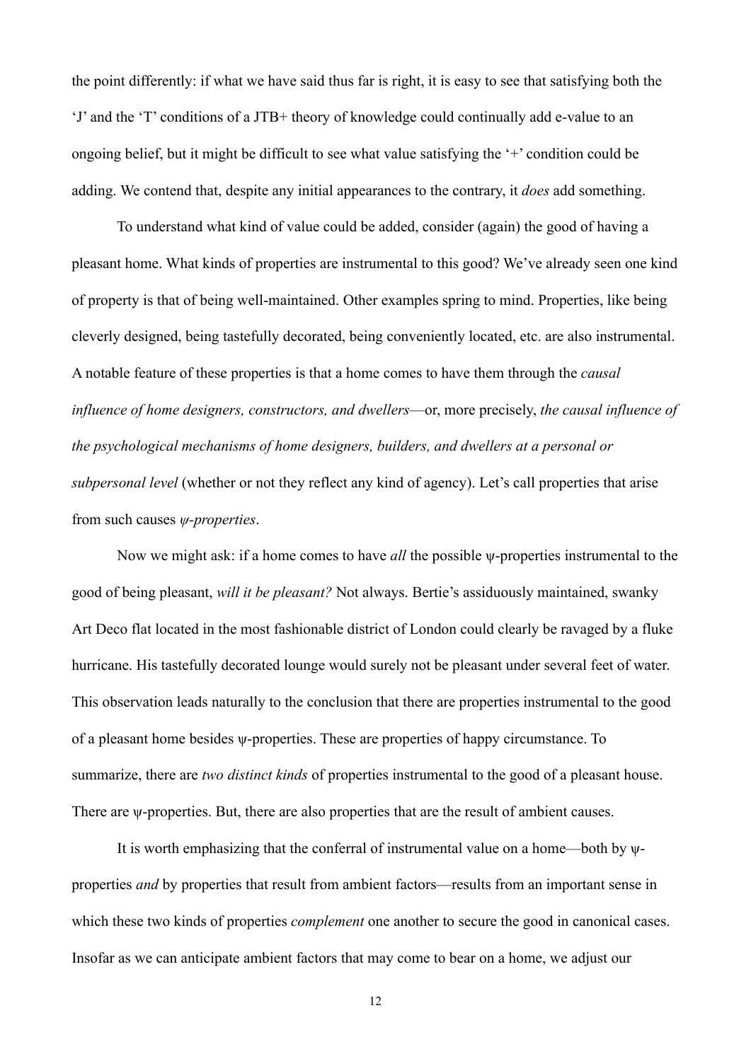the point differently: if what we have said thus far is right, it is easy to see that satisfying both the 'J' and the 'T' conditions of a JTB+ theory of knowledge could continually add e-value to an ongoing belief, but it might be difficult to see what value satisfying the '+' condition could be adding. We contend that, despite any initial appearances to the contrary, it *does* add something.

To understand what kind of value could be added, consider (again) the good of having a pleasant home. What kinds of properties are instrumental to this good? We've already seen one kind of property is that of being well-maintained. Other examples spring to mind. Properties, like being cleverly designed, being tastefully decorated, being conveniently located, etc. are also instrumental. A notable feature of these properties is that a home comes to have them through the *causal influence of home designers, constructors, and dwellers*—or, more precisely, *the causal influence of the psychological mechanisms of home designers, builders, and dwellers at a personal or subpersonal level* (whether or not they reflect any kind of agency). Let's call properties that arise from such causes *ψ-properties*.

Now we might ask: if a home comes to have *all* the possible ψ-properties instrumental to the good of being pleasant, *will it be pleasant?* Not always. Bertie's assiduously maintained, swanky Art Deco flat located in the most fashionable district of London could clearly be ravaged by a fluke hurricane. His tastefully decorated lounge would surely not be pleasant under several feet of water. This observation leads naturally to the conclusion that there are properties instrumental to the good of a pleasant home besides ψ-properties. These are properties of happy circumstance. To summarize, there are *two distinct kinds* of properties instrumental to the good of a pleasant house. There are ψ-properties. But, there are also properties that are the result of ambient causes.

It is worth emphasizing that the conferral of instrumental value on a home—both by ψ-properties *and* by properties that result from ambient factors—results from an important sense in which these two kinds of properties *complement* one another to secure the good in canonical cases. Insofar as we can anticipate ambient factors that may come to bear on a home, we adjust our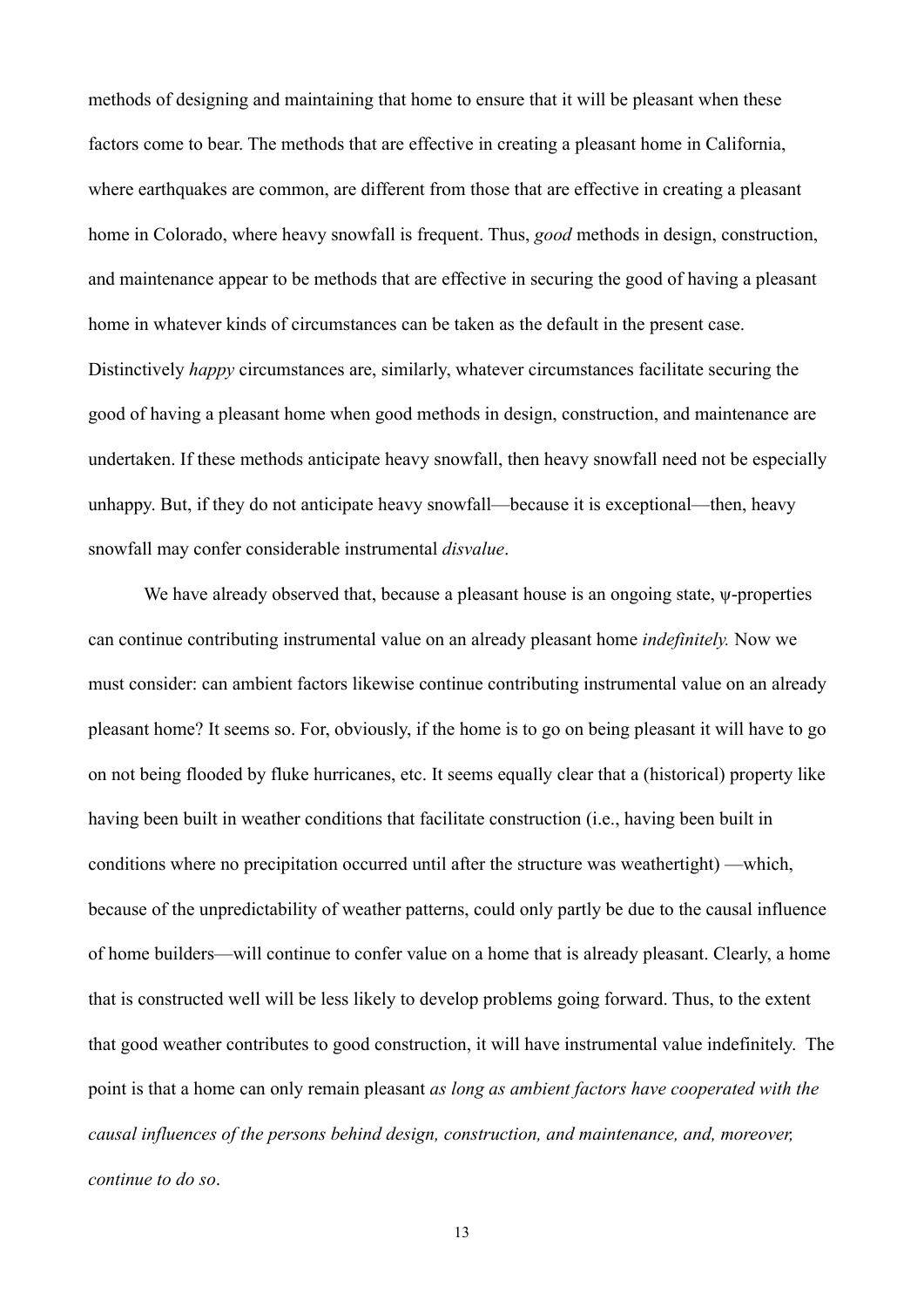methods of designing and maintaining that home to ensure that it will be pleasant when these factors come to bear. The methods that are effective in creating a pleasant home in California, where earthquakes are common, are different from those that are effective in creating a pleasant home in Colorado, where heavy snowfall is frequent. Thus, *good* methods in design, construction, and maintenance appear to be methods that are effective in securing the good of having a pleasant home in whatever kinds of circumstances can be taken as the default in the present case. Distinctively *happy* circumstances are, similarly, whatever circumstances facilitate securing the good of having a pleasant home when good methods in design, construction, and maintenance are undertaken. If these methods anticipate heavy snowfall, then heavy snowfall need not be especially unhappy. But, if they do not anticipate heavy snowfall—because it is exceptional—then, heavy snowfall may confer considerable instrumental *disvalue*.

We have already observed that, because a pleasant house is an ongoing state, ψ-properties can continue contributing instrumental value on an already pleasant home *indefinitely.* Now we must consider: can ambient factors likewise continue contributing instrumental value on an already pleasant home? It seems so. For, obviously, if the home is to go on being pleasant it will have to go on not being flooded by fluke hurricanes, etc. It seems equally clear that a (historical) property like having been built in weather conditions that facilitate construction (i.e., having been built in conditions where no precipitation occurred until after the structure was weathertight) —which, because of the unpredictability of weather patterns, could only partly be due to the causal influence of home builders—will continue to confer value on a home that is already pleasant. Clearly, a home that is constructed well will be less likely to develop problems going forward. Thus, to the extent that good weather contributes to good construction, it will have instrumental value indefinitely. The point is that a home can only remain pleasant *as long as ambient factors have cooperated with the causal influences of the persons behind design, construction, and maintenance, and, moreover, continue to do so*.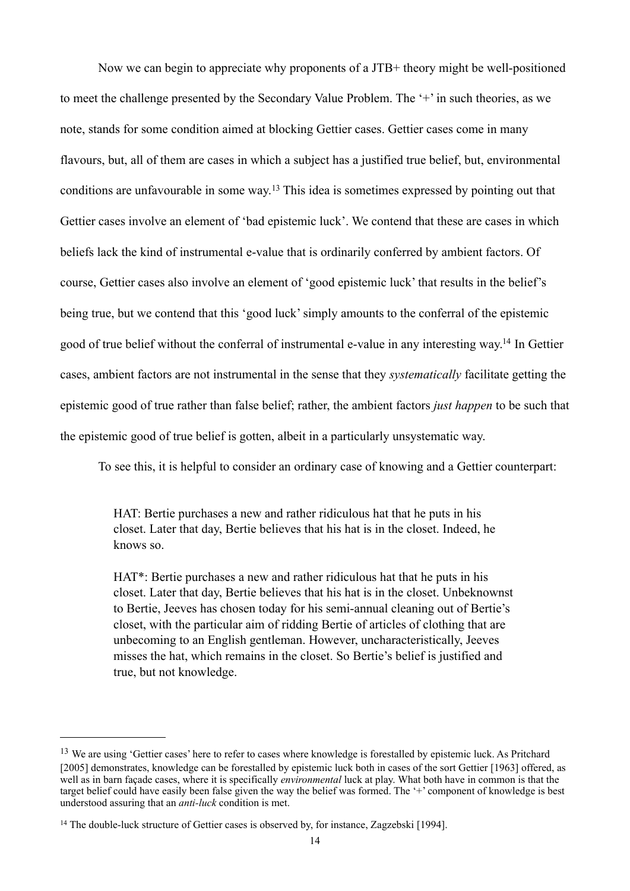Now we can begin to appreciate why proponents of a JTB+ theory might be well-positioned to meet the challenge presented by the Secondary Value Problem. The '+' in such theories, as we note, stands for some condition aimed at blocking Gettier cases. Gettier cases come in many flavours, but, all of them are cases in which a subject has a justified true belief, but, environmental conditions are unfavourable in some way.[13] This idea is sometimes expressed by pointing out that Gettier cases involve an element of 'bad epistemic luck'. We contend that these are cases in which beliefs lack the kind of instrumental e-value that is ordinarily conferred by ambient factors. Of course, Gettier cases also involve an element of 'good epistemic luck' that results in the belief's being true, but we contend that this 'good luck' simply amounts to the conferral of the epistemic good of true belief without the conferral of instrumental e-value in any interesting way.[14] In Gettier cases, ambient factors are not instrumental in the sense that they *systematically* facilitate getting the epistemic good of true rather than false belief; rather, the ambient factors *just happen* to be such that the epistemic good of true belief is gotten, albeit in a particularly unsystematic way.

To see this, it is helpful to consider an ordinary case of knowing and a Gettier counterpart:

> HAT: Bertie purchases a new and rather ridiculous hat that he puts in his closet. Later that day, Bertie believes that his hat is in the closet. Indeed, he knows so.
>
> HAT*: Bertie purchases a new and rather ridiculous hat that he puts in his closet. Later that day, Bertie believes that his hat is in the closet. Unbeknownst to Bertie, Jeeves has chosen today for his semi-annual cleaning out of Bertie's closet, with the particular aim of ridding Bertie of articles of clothing that are unbecoming to an English gentleman. However, uncharacteristically, Jeeves misses the hat, which remains in the closet. So Bertie's belief is justified and true, but not knowledge.

---

[13] We are using 'Gettier cases' here to refer to cases where knowledge is forestalled by epistemic luck. As Pritchard [2005] demonstrates, knowledge can be forestalled by epistemic luck both in cases of the sort Gettier [1963] offered, as well as in barn façade cases, where it is specifically *environmental* luck at play. What both have in common is that the target belief could have easily been false given the way the belief was formed. The '+' component of knowledge is best understood assuring that an *anti-luck* condition is met.

[14] The double-luck structure of Gettier cases is observed by, for instance, Zagzebski [1994].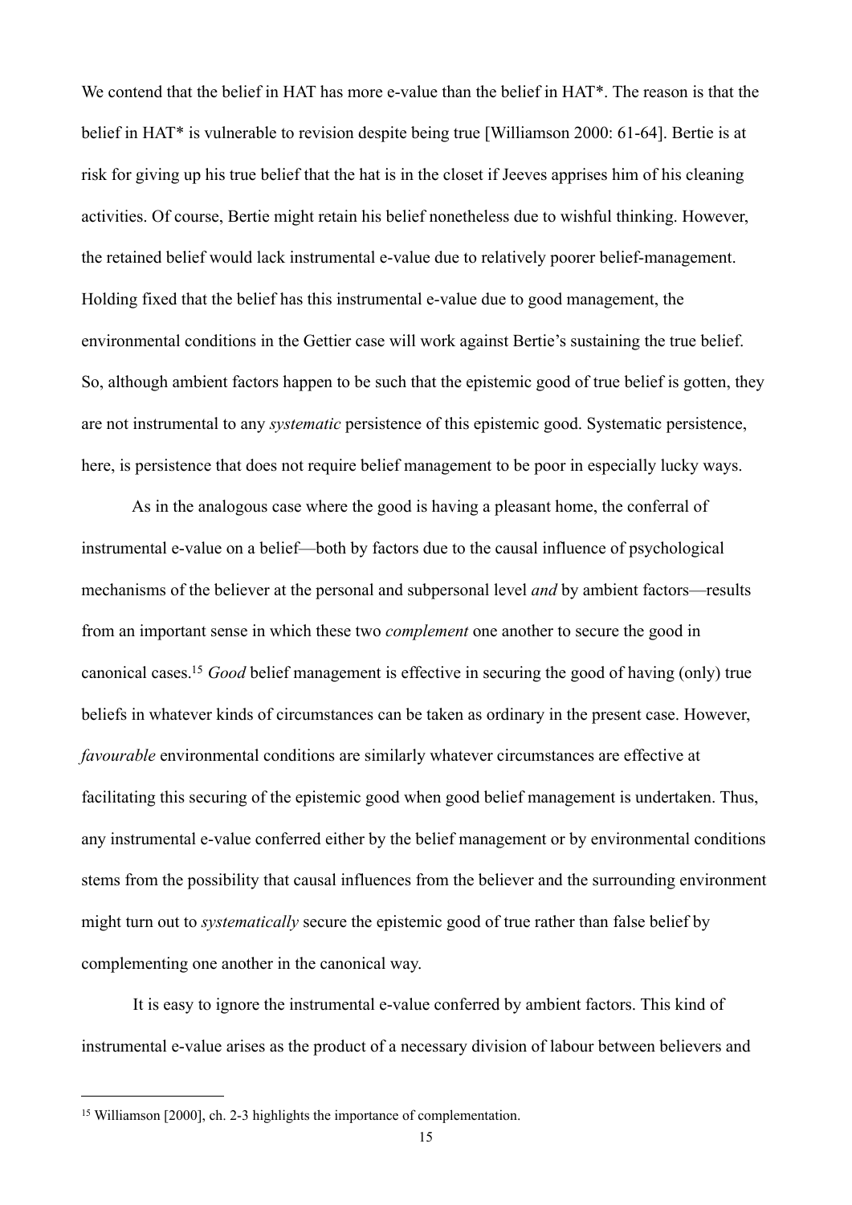We contend that the belief in HAT has more e-value than the belief in HAT*. The reason is that the belief in HAT* is vulnerable to revision despite being true [Williamson 2000: 61-64]. Bertie is at risk for giving up his true belief that the hat is in the closet if Jeeves apprises him of his cleaning activities. Of course, Bertie might retain his belief nonetheless due to wishful thinking. However, the retained belief would lack instrumental e-value due to relatively poorer belief-management. Holding fixed that the belief has this instrumental e-value due to good management, the environmental conditions in the Gettier case will work against Bertie's sustaining the true belief. So, although ambient factors happen to be such that the epistemic good of true belief is gotten, they are not instrumental to any *systematic* persistence of this epistemic good. Systematic persistence, here, is persistence that does not require belief management to be poor in especially lucky ways.

As in the analogous case where the good is having a pleasant home, the conferral of instrumental e-value on a belief—both by factors due to the causal influence of psychological mechanisms of the believer at the personal and subpersonal level *and* by ambient factors—results from an important sense in which these two *complement* one another to secure the good in canonical cases.[15] *Good* belief management is effective in securing the good of having (only) true beliefs in whatever kinds of circumstances can be taken as ordinary in the present case. However, *favourable* environmental conditions are similarly whatever circumstances are effective at facilitating this securing of the epistemic good when good belief management is undertaken. Thus, any instrumental e-value conferred either by the belief management or by environmental conditions stems from the possibility that causal influences from the believer and the surrounding environment might turn out to *systematically* secure the epistemic good of true rather than false belief by complementing one another in the canonical way.

It is easy to ignore the instrumental e-value conferred by ambient factors. This kind of instrumental e-value arises as the product of a necessary division of labour between believers and

---

[15] Williamson [2000], ch. 2-3 highlights the importance of complementation.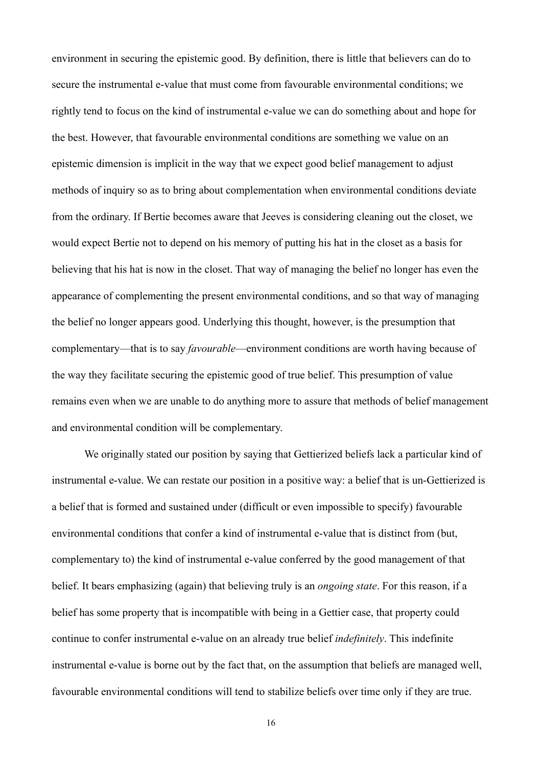environment in securing the epistemic good. By definition, there is little that believers can do to secure the instrumental e-value that must come from favourable environmental conditions; we rightly tend to focus on the kind of instrumental e-value we can do something about and hope for the best. However, that favourable environmental conditions are something we value on an epistemic dimension is implicit in the way that we expect good belief management to adjust methods of inquiry so as to bring about complementation when environmental conditions deviate from the ordinary. If Bertie becomes aware that Jeeves is considering cleaning out the closet, we would expect Bertie not to depend on his memory of putting his hat in the closet as a basis for believing that his hat is now in the closet. That way of managing the belief no longer has even the appearance of complementing the present environmental conditions, and so that way of managing the belief no longer appears good. Underlying this thought, however, is the presumption that complementary—that is to say *favourable*—environment conditions are worth having because of the way they facilitate securing the epistemic good of true belief. This presumption of value remains even when we are unable to do anything more to assure that methods of belief management and environmental condition will be complementary.

We originally stated our position by saying that Gettierized beliefs lack a particular kind of instrumental e-value. We can restate our position in a positive way: a belief that is un-Gettierized is a belief that is formed and sustained under (difficult or even impossible to specify) favourable environmental conditions that confer a kind of instrumental e-value that is distinct from (but, complementary to) the kind of instrumental e-value conferred by the good management of that belief. It bears emphasizing (again) that believing truly is an *ongoing state*. For this reason, if a belief has some property that is incompatible with being in a Gettier case, that property could continue to confer instrumental e-value on an already true belief *indefinitely*. This indefinite instrumental e-value is borne out by the fact that, on the assumption that beliefs are managed well, favourable environmental conditions will tend to stabilize beliefs over time only if they are true.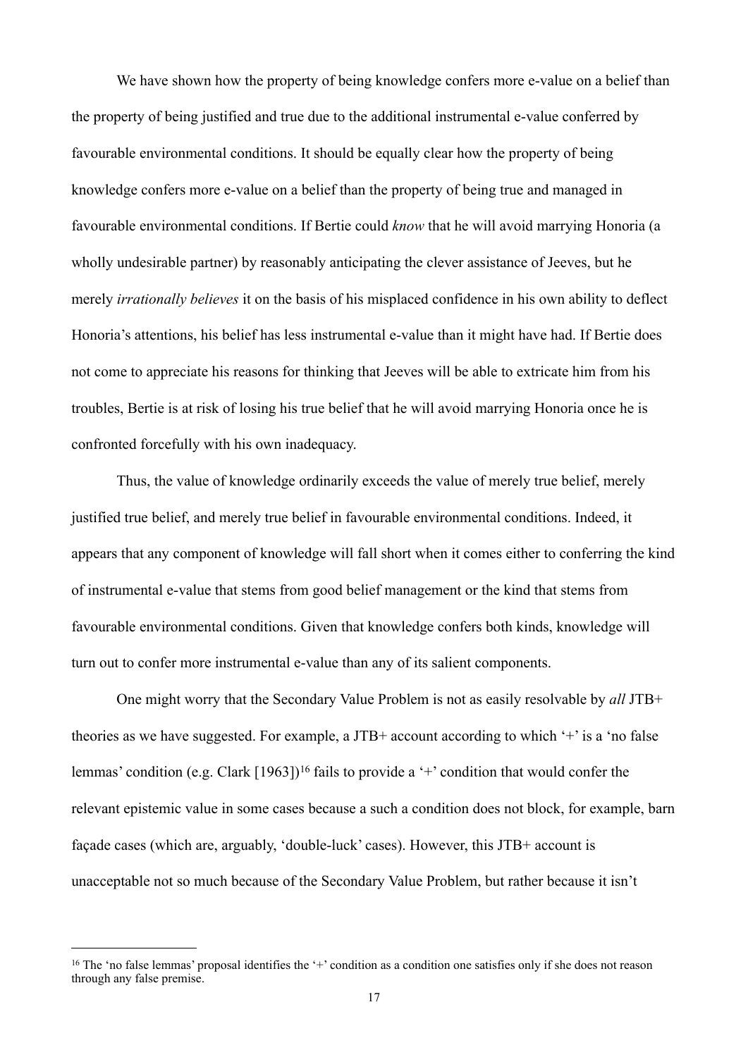We have shown how the property of being knowledge confers more e-value on a belief than the property of being justified and true due to the additional instrumental e-value conferred by favourable environmental conditions. It should be equally clear how the property of being knowledge confers more e-value on a belief than the property of being true and managed in favourable environmental conditions. If Bertie could *know* that he will avoid marrying Honoria (a wholly undesirable partner) by reasonably anticipating the clever assistance of Jeeves, but he merely *irrationally believes* it on the basis of his misplaced confidence in his own ability to deflect Honoria's attentions, his belief has less instrumental e-value than it might have had. If Bertie does not come to appreciate his reasons for thinking that Jeeves will be able to extricate him from his troubles, Bertie is at risk of losing his true belief that he will avoid marrying Honoria once he is confronted forcefully with his own inadequacy.

Thus, the value of knowledge ordinarily exceeds the value of merely true belief, merely justified true belief, and merely true belief in favourable environmental conditions. Indeed, it appears that any component of knowledge will fall short when it comes either to conferring the kind of instrumental e-value that stems from good belief management or the kind that stems from favourable environmental conditions. Given that knowledge confers both kinds, knowledge will turn out to confer more instrumental e-value than any of its salient components.

One might worry that the Secondary Value Problem is not as easily resolvable by *all* JTB+ theories as we have suggested. For example, a JTB+ account according to which '+' is a 'no false lemmas' condition (e.g. Clark [1963])[16] fails to provide a '+' condition that would confer the relevant epistemic value in some cases because a such a condition does not block, for example, barn façade cases (which are, arguably, 'double-luck' cases). However, this JTB+ account is unacceptable not so much because of the Secondary Value Problem, but rather because it isn't

[16] The 'no false lemmas' proposal identifies the '+' condition as a condition one satisfies only if she does not reason through any false premise.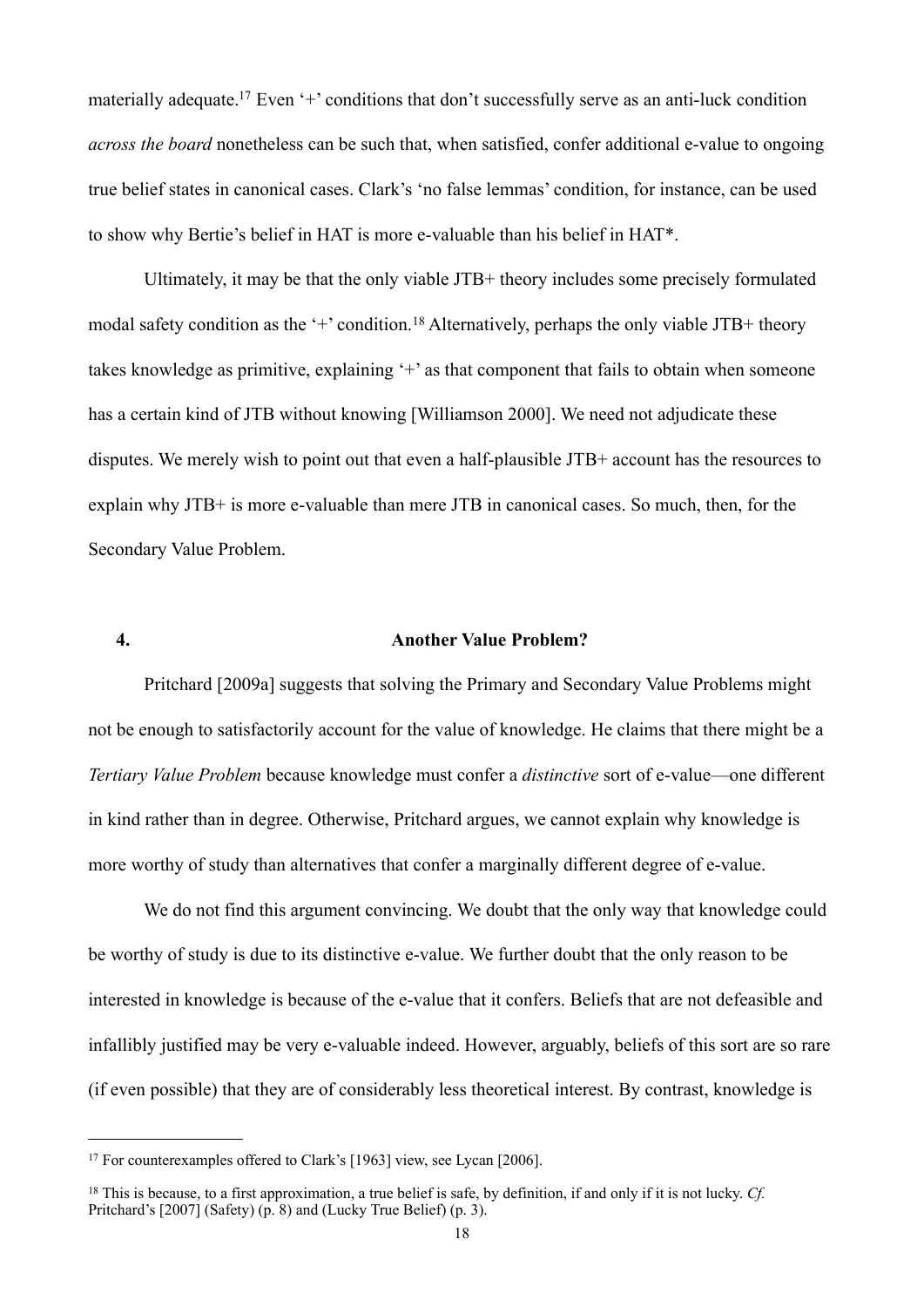materially adequate.[17] Even '+' conditions that don't successfully serve as an anti-luck condition *across the board* nonetheless can be such that, when satisfied, confer additional e-value to ongoing true belief states in canonical cases. Clark's 'no false lemmas' condition, for instance, can be used to show why Bertie's belief in HAT is more e-valuable than his belief in HAT*.

Ultimately, it may be that the only viable JTB+ theory includes some precisely formulated modal safety condition as the '+' condition.[18] Alternatively, perhaps the only viable JTB+ theory takes knowledge as primitive, explaining '+' as that component that fails to obtain when someone has a certain kind of JTB without knowing [Williamson 2000]. We need not adjudicate these disputes. We merely wish to point out that even a half-plausible JTB+ account has the resources to explain why JTB+ is more e-valuable than mere JTB in canonical cases. So much, then, for the Secondary Value Problem.

## 4. Another Value Problem?

Pritchard [2009a] suggests that solving the Primary and Secondary Value Problems might not be enough to satisfactorily account for the value of knowledge. He claims that there might be a *Tertiary Value Problem* because knowledge must confer a *distinctive* sort of e-value—one different in kind rather than in degree. Otherwise, Pritchard argues, we cannot explain why knowledge is more worthy of study than alternatives that confer a marginally different degree of e-value.

We do not find this argument convincing. We doubt that the only way that knowledge could be worthy of study is due to its distinctive e-value. We further doubt that the only reason to be interested in knowledge is because of the e-value that it confers. Beliefs that are not defeasible and infallibly justified may be very e-valuable indeed. However, arguably, beliefs of this sort are so rare (if even possible) that they are of considerably less theoretical interest. By contrast, knowledge is

---

[17] For counterexamples offered to Clark's [1963] view, see Lycan [2006].

[18] This is because, to a first approximation, a true belief is safe, by definition, if and only if it is not lucky. *Cf.* Pritchard's [2007] (Safety) (p. 8) and (Lucky True Belief) (p. 3).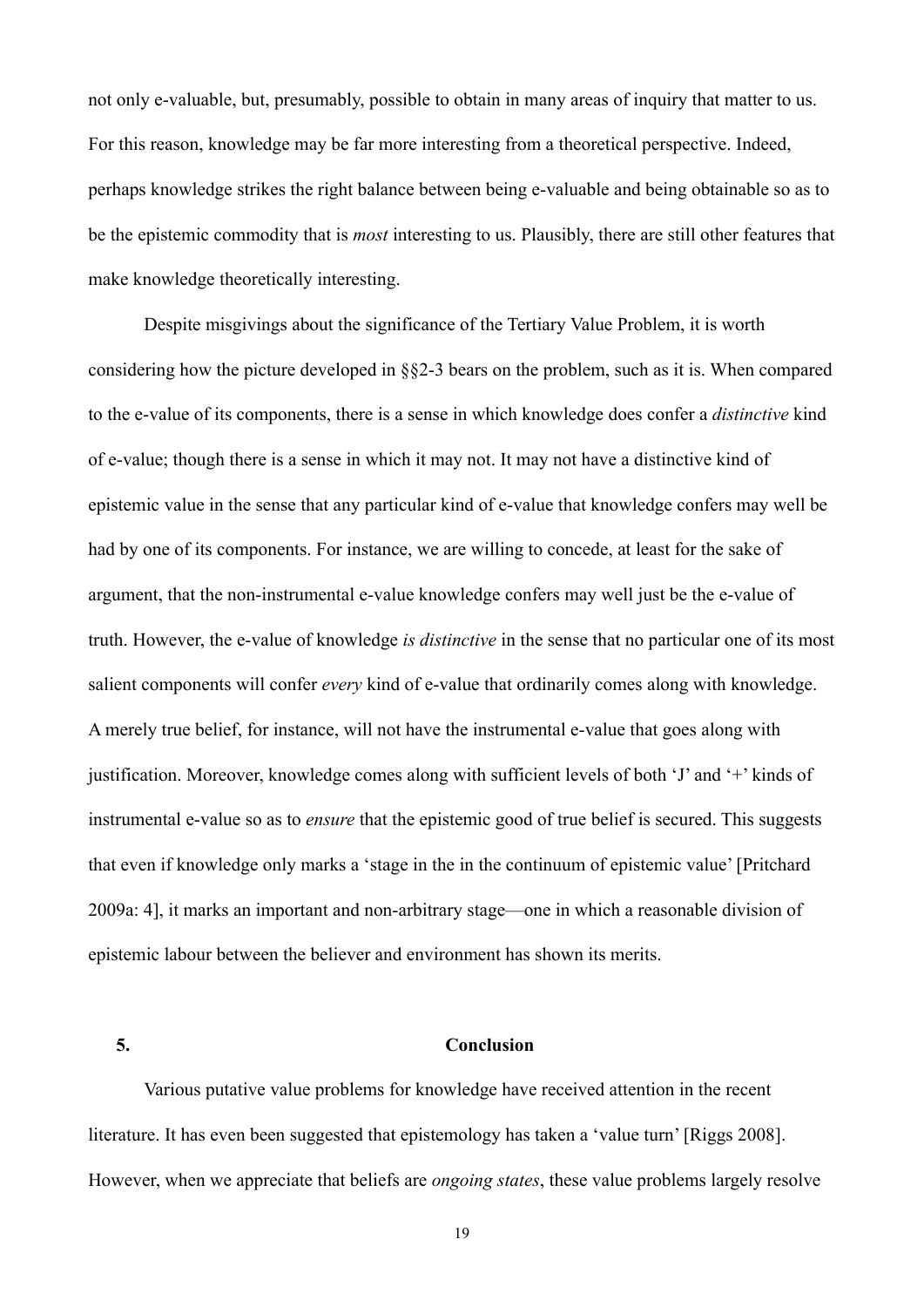not only e-valuable, but, presumably, possible to obtain in many areas of inquiry that matter to us. For this reason, knowledge may be far more interesting from a theoretical perspective. Indeed, perhaps knowledge strikes the right balance between being e-valuable and being obtainable so as to be the epistemic commodity that is *most* interesting to us. Plausibly, there are still other features that make knowledge theoretically interesting.

Despite misgivings about the significance of the Tertiary Value Problem, it is worth considering how the picture developed in §§2-3 bears on the problem, such as it is. When compared to the e-value of its components, there is a sense in which knowledge does confer a *distinctive* kind of e-value; though there is a sense in which it may not. It may not have a distinctive kind of epistemic value in the sense that any particular kind of e-value that knowledge confers may well be had by one of its components. For instance, we are willing to concede, at least for the sake of argument, that the non-instrumental e-value knowledge confers may well just be the e-value of truth. However, the e-value of knowledge *is distinctive* in the sense that no particular one of its most salient components will confer *every* kind of e-value that ordinarily comes along with knowledge. A merely true belief, for instance, will not have the instrumental e-value that goes along with justification. Moreover, knowledge comes along with sufficient levels of both 'J' and '+' kinds of instrumental e-value so as to *ensure* that the epistemic good of true belief is secured. This suggests that even if knowledge only marks a 'stage in the in the continuum of epistemic value' [Pritchard 2009a: 4], it marks an important and non-arbitrary stage—one in which a reasonable division of epistemic labour between the believer and environment has shown its merits.

## 5. Conclusion

Various putative value problems for knowledge have received attention in the recent literature. It has even been suggested that epistemology has taken a 'value turn' [Riggs 2008]. However, when we appreciate that beliefs are *ongoing states*, these value problems largely resolve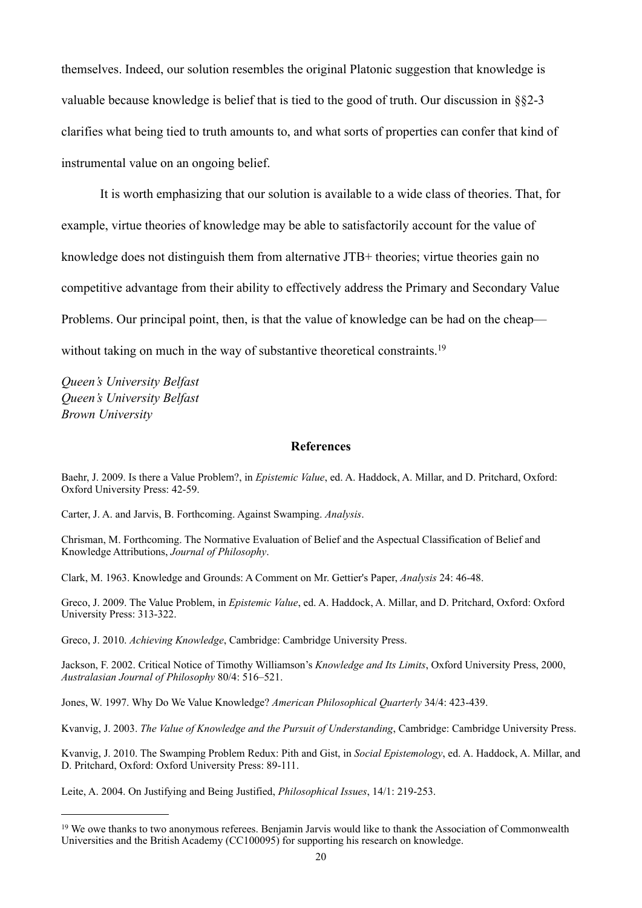themselves. Indeed, our solution resembles the original Platonic suggestion that knowledge is valuable because knowledge is belief that is tied to the good of truth. Our discussion in §§2-3 clarifies what being tied to truth amounts to, and what sorts of properties can confer that kind of instrumental value on an ongoing belief.

It is worth emphasizing that our solution is available to a wide class of theories. That, for example, virtue theories of knowledge may be able to satisfactorily account for the value of knowledge does not distinguish them from alternative JTB+ theories; virtue theories gain no competitive advantage from their ability to effectively address the Primary and Secondary Value Problems. Our principal point, then, is that the value of knowledge can be had on the cheap—without taking on much in the way of substantive theoretical constraints.[19]

*Queen's University Belfast*
*Queen's University Belfast*
*Brown University*

## References

Baehr, J. 2009. Is there a Value Problem?, in *Epistemic Value*, ed. A. Haddock, A. Millar, and D. Pritchard, Oxford: Oxford University Press: 42-59.

Carter, J. A. and Jarvis, B. Forthcoming. Against Swamping. *Analysis*.

Chrisman, M. Forthcoming. The Normative Evaluation of Belief and the Aspectual Classification of Belief and Knowledge Attributions, *Journal of Philosophy*.

Clark, M. 1963. Knowledge and Grounds: A Comment on Mr. Gettier's Paper, *Analysis* 24: 46-48.

Greco, J. 2009. The Value Problem, in *Epistemic Value*, ed. A. Haddock, A. Millar, and D. Pritchard, Oxford: Oxford University Press: 313-322.

Greco, J. 2010. *Achieving Knowledge*, Cambridge: Cambridge University Press.

Jackson, F. 2002. Critical Notice of Timothy Williamson's *Knowledge and Its Limits*, Oxford University Press, 2000, *Australasian Journal of Philosophy* 80/4: 516–521.

Jones, W. 1997. Why Do We Value Knowledge? *American Philosophical Quarterly* 34/4: 423-439.

Kvanvig, J. 2003. *The Value of Knowledge and the Pursuit of Understanding*, Cambridge: Cambridge University Press.

Kvanvig, J. 2010. The Swamping Problem Redux: Pith and Gist, in *Social Epistemology*, ed. A. Haddock, A. Millar, and D. Pritchard, Oxford: Oxford University Press: 89-111.

Leite, A. 2004. On Justifying and Being Justified, *Philosophical Issues*, 14/1: 219-253.

[19] We owe thanks to two anonymous referees. Benjamin Jarvis would like to thank the Association of Commonwealth Universities and the British Academy (CC100095) for supporting his research on knowledge.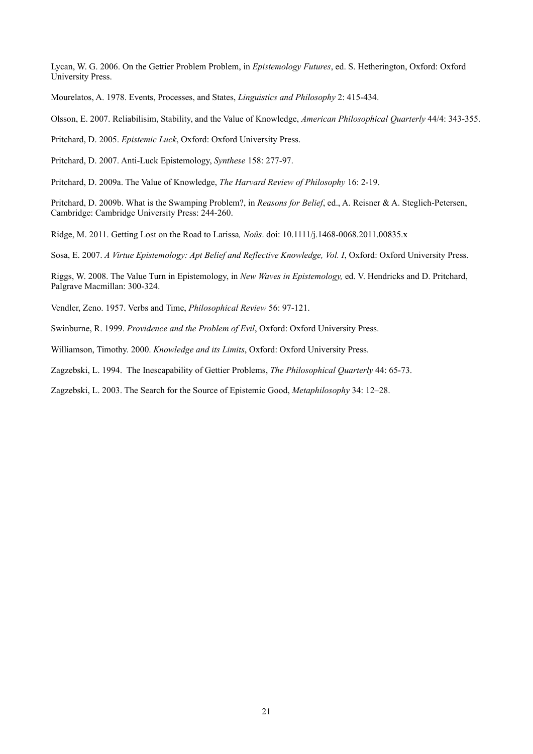Lycan, W. G. 2006. On the Gettier Problem Problem, in *Epistemology Futures*, ed. S. Hetherington, Oxford: Oxford University Press.

Mourelatos, A. 1978. Events, Processes, and States, *Linguistics and Philosophy* 2: 415-434.

Olsson, E. 2007. Reliabilisim, Stability, and the Value of Knowledge, *American Philosophical Quarterly* 44/4: 343-355.

Pritchard, D. 2005. *Epistemic Luck*, Oxford: Oxford University Press.

Pritchard, D. 2007. Anti-Luck Epistemology, *Synthese* 158: 277-97.

Pritchard, D. 2009a. The Value of Knowledge, *The Harvard Review of Philosophy* 16: 2-19.

Pritchard, D. 2009b. What is the Swamping Problem?, in *Reasons for Belief*, ed., A. Reisner & A. Steglich-Petersen, Cambridge: Cambridge University Press: 244-260.

Ridge, M. 2011. Getting Lost on the Road to Larissa*, Noûs*. doi: 10.1111/j.1468-0068.2011.00835.x

Sosa, E. 2007. *A Virtue Epistemology: Apt Belief and Reflective Knowledge, Vol. I*, Oxford: Oxford University Press.

Riggs, W. 2008. The Value Turn in Epistemology, in *New Waves in Epistemology,* ed. V. Hendricks and D. Pritchard, Palgrave Macmillan: 300-324.

Vendler, Zeno. 1957. Verbs and Time, *Philosophical Review* 56: 97-121.

Swinburne, R. 1999. *Providence and the Problem of Evil*, Oxford: Oxford University Press.

Williamson, Timothy. 2000. *Knowledge and its Limits*, Oxford: Oxford University Press.

Zagzebski, L. 1994. The Inescapability of Gettier Problems, *The Philosophical Quarterly* 44: 65-73.

Zagzebski, L. 2003. The Search for the Source of Epistemic Good, *Metaphilosophy* 34: 12–28.